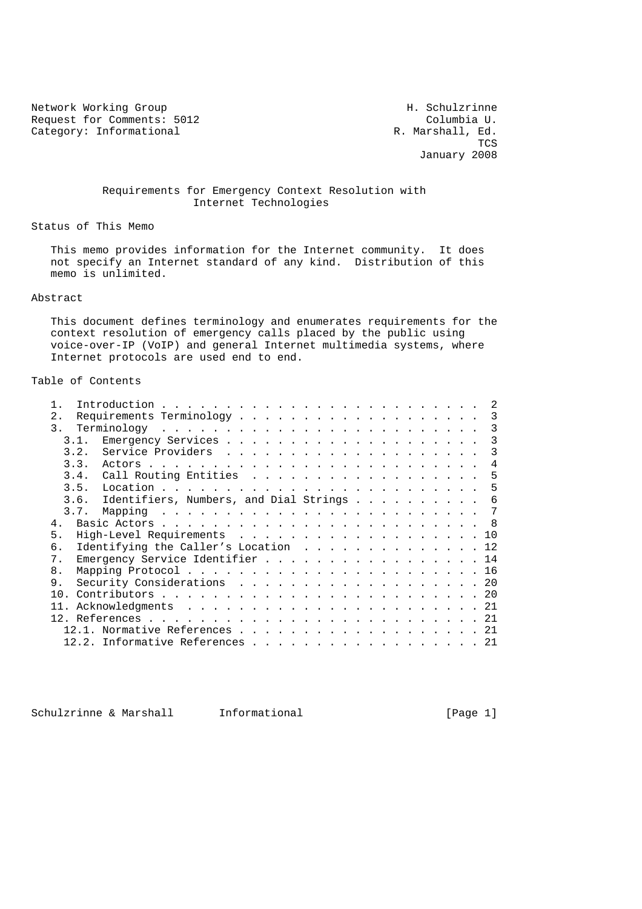Network Working Group H. Schulzrinne
Request for Comments: 5012 Columbia U.
Category: Informational R. Marshall, Ed.
TCS
January 2008

# Requirements for Emergency Context Resolution with Internet Technologies

## Status of This Memo

This memo provides information for the Internet community. It does not specify an Internet standard of any kind. Distribution of this memo is unlimited.

## Abstract

This document defines terminology and enumerates requirements for the context resolution of emergency calls placed by the public using voice-over-IP (VoIP) and general Internet multimedia systems, where Internet protocols are used end to end.

## Table of Contents

```
   1.  Introduction . . . . . . . . . . . . . . . . . . . . . . . . .  2
   2.  Requirements Terminology . . . . . . . . . . . . . . . . . . .  3
   3.  Terminology  . . . . . . . . . . . . . . . . . . . . . . . . .  3
     3.1.  Emergency Services . . . . . . . . . . . . . . . . . . . .  3
     3.2.  Service Providers  . . . . . . . . . . . . . . . . . . . .  3
     3.3.  Actors . . . . . . . . . . . . . . . . . . . . . . . . . .  4
     3.4.  Call Routing Entities  . . . . . . . . . . . . . . . . . .  5
     3.5.  Location . . . . . . . . . . . . . . . . . . . . . . . . .  5
     3.6.  Identifiers, Numbers, and Dial Strings . . . . . . . . . .  6
     3.7.  Mapping  . . . . . . . . . . . . . . . . . . . . . . . . .  7
   4.  Basic Actors . . . . . . . . . . . . . . . . . . . . . . . . .  8
   5.  High-Level Requirements  . . . . . . . . . . . . . . . . . . . 10
   6.  Identifying the Caller's Location  . . . . . . . . . . . . . . 12
   7.  Emergency Service Identifier . . . . . . . . . . . . . . . . . 14
   8.  Mapping Protocol . . . . . . . . . . . . . . . . . . . . . . . 16
   9.  Security Considerations  . . . . . . . . . . . . . . . . . . . 20
   10. Contributors . . . . . . . . . . . . . . . . . . . . . . . . . 20
   11. Acknowledgments  . . . . . . . . . . . . . . . . . . . . . . . 21
   12. References . . . . . . . . . . . . . . . . . . . . . . . . . . 21
     12.1. Normative References . . . . . . . . . . . . . . . . . . . 21
     12.2. Informative References . . . . . . . . . . . . . . . . . . 21
```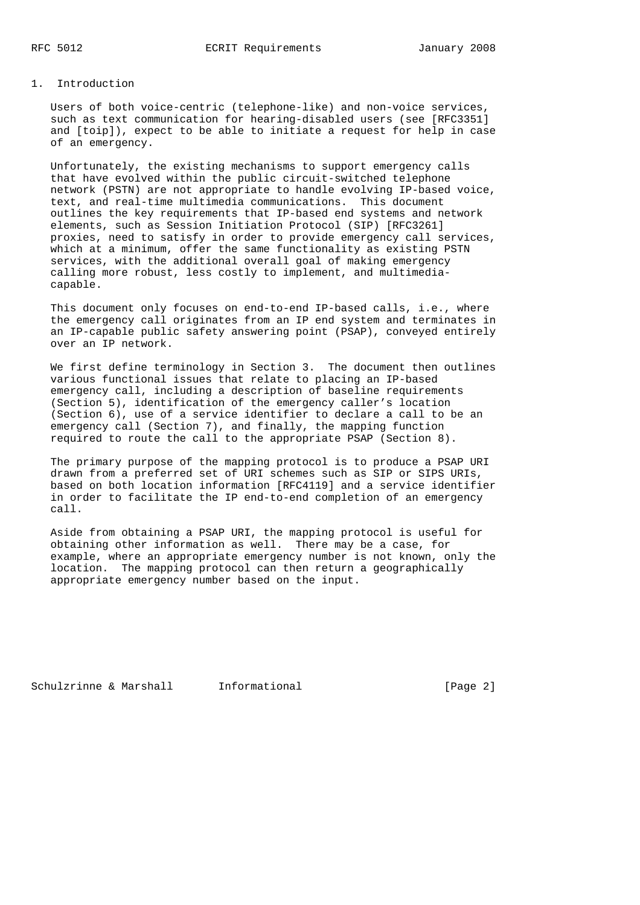## 1. Introduction

Users of both voice-centric (telephone-like) and non-voice services, such as text communication for hearing-disabled users (see [RFC3351] and [toip]), expect to be able to initiate a request for help in case of an emergency.

Unfortunately, the existing mechanisms to support emergency calls that have evolved within the public circuit-switched telephone network (PSTN) are not appropriate to handle evolving IP-based voice, text, and real-time multimedia communications. This document outlines the key requirements that IP-based end systems and network elements, such as Session Initiation Protocol (SIP) [RFC3261] proxies, need to satisfy in order to provide emergency call services, which at a minimum, offer the same functionality as existing PSTN services, with the additional overall goal of making emergency calling more robust, less costly to implement, and multimedia-capable.

This document only focuses on end-to-end IP-based calls, i.e., where the emergency call originates from an IP end system and terminates in an IP-capable public safety answering point (PSAP), conveyed entirely over an IP network.

We first define terminology in Section 3. The document then outlines various functional issues that relate to placing an IP-based emergency call, including a description of baseline requirements (Section 5), identification of the emergency caller's location (Section 6), use of a service identifier to declare a call to be an emergency call (Section 7), and finally, the mapping function required to route the call to the appropriate PSAP (Section 8).

The primary purpose of the mapping protocol is to produce a PSAP URI drawn from a preferred set of URI schemes such as SIP or SIPS URIs, based on both location information [RFC4119] and a service identifier in order to facilitate the IP end-to-end completion of an emergency call.

Aside from obtaining a PSAP URI, the mapping protocol is useful for obtaining other information as well. There may be a case, for example, where an appropriate emergency number is not known, only the location. The mapping protocol can then return a geographically appropriate emergency number based on the input.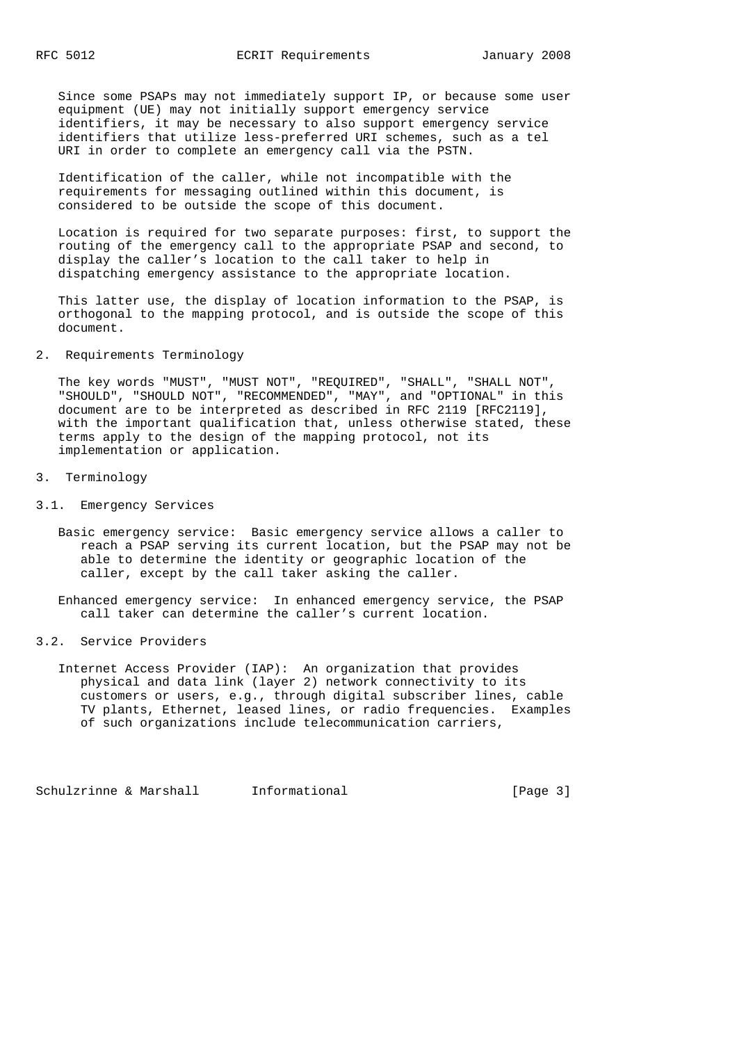Since some PSAPs may not immediately support IP, or because some user equipment (UE) may not initially support emergency service identifiers, it may be necessary to also support emergency service identifiers that utilize less-preferred URI schemes, such as a tel URI in order to complete an emergency call via the PSTN.

Identification of the caller, while not incompatible with the requirements for messaging outlined within this document, is considered to be outside the scope of this document.

Location is required for two separate purposes: first, to support the routing of the emergency call to the appropriate PSAP and second, to display the caller's location to the call taker to help in dispatching emergency assistance to the appropriate location.

This latter use, the display of location information to the PSAP, is orthogonal to the mapping protocol, and is outside the scope of this document.

## 2. Requirements Terminology

The key words "MUST", "MUST NOT", "REQUIRED", "SHALL", "SHALL NOT", "SHOULD", "SHOULD NOT", "RECOMMENDED", "MAY", and "OPTIONAL" in this document are to be interpreted as described in RFC 2119 [RFC2119], with the important qualification that, unless otherwise stated, these terms apply to the design of the mapping protocol, not its implementation or application.

## 3. Terminology

### 3.1. Emergency Services

Basic emergency service: Basic emergency service allows a caller to reach a PSAP serving its current location, but the PSAP may not be able to determine the identity or geographic location of the caller, except by the call taker asking the caller.

Enhanced emergency service: In enhanced emergency service, the PSAP call taker can determine the caller's current location.

### 3.2. Service Providers

Internet Access Provider (IAP): An organization that provides physical and data link (layer 2) network connectivity to its customers or users, e.g., through digital subscriber lines, cable TV plants, Ethernet, leased lines, or radio frequencies. Examples of such organizations include telecommunication carriers,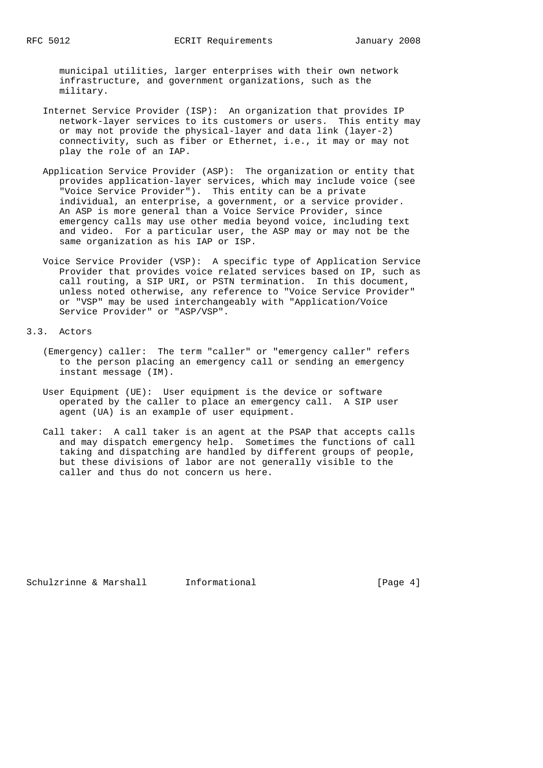municipal utilities, larger enterprises with their own network infrastructure, and government organizations, such as the military.

Internet Service Provider (ISP): An organization that provides IP network-layer services to its customers or users. This entity may or may not provide the physical-layer and data link (layer-2) connectivity, such as fiber or Ethernet, i.e., it may or may not play the role of an IAP.

Application Service Provider (ASP): The organization or entity that provides application-layer services, which may include voice (see "Voice Service Provider"). This entity can be a private individual, an enterprise, a government, or a service provider. An ASP is more general than a Voice Service Provider, since emergency calls may use other media beyond voice, including text and video. For a particular user, the ASP may or may not be the same organization as his IAP or ISP.

Voice Service Provider (VSP): A specific type of Application Service Provider that provides voice related services based on IP, such as call routing, a SIP URI, or PSTN termination. In this document, unless noted otherwise, any reference to "Voice Service Provider" or "VSP" may be used interchangeably with "Application/Voice Service Provider" or "ASP/VSP".

## 3.3. Actors

(Emergency) caller: The term "caller" or "emergency caller" refers to the person placing an emergency call or sending an emergency instant message (IM).

User Equipment (UE): User equipment is the device or software operated by the caller to place an emergency call. A SIP user agent (UA) is an example of user equipment.

Call taker: A call taker is an agent at the PSAP that accepts calls and may dispatch emergency help. Sometimes the functions of call taking and dispatching are handled by different groups of people, but these divisions of labor are not generally visible to the caller and thus do not concern us here.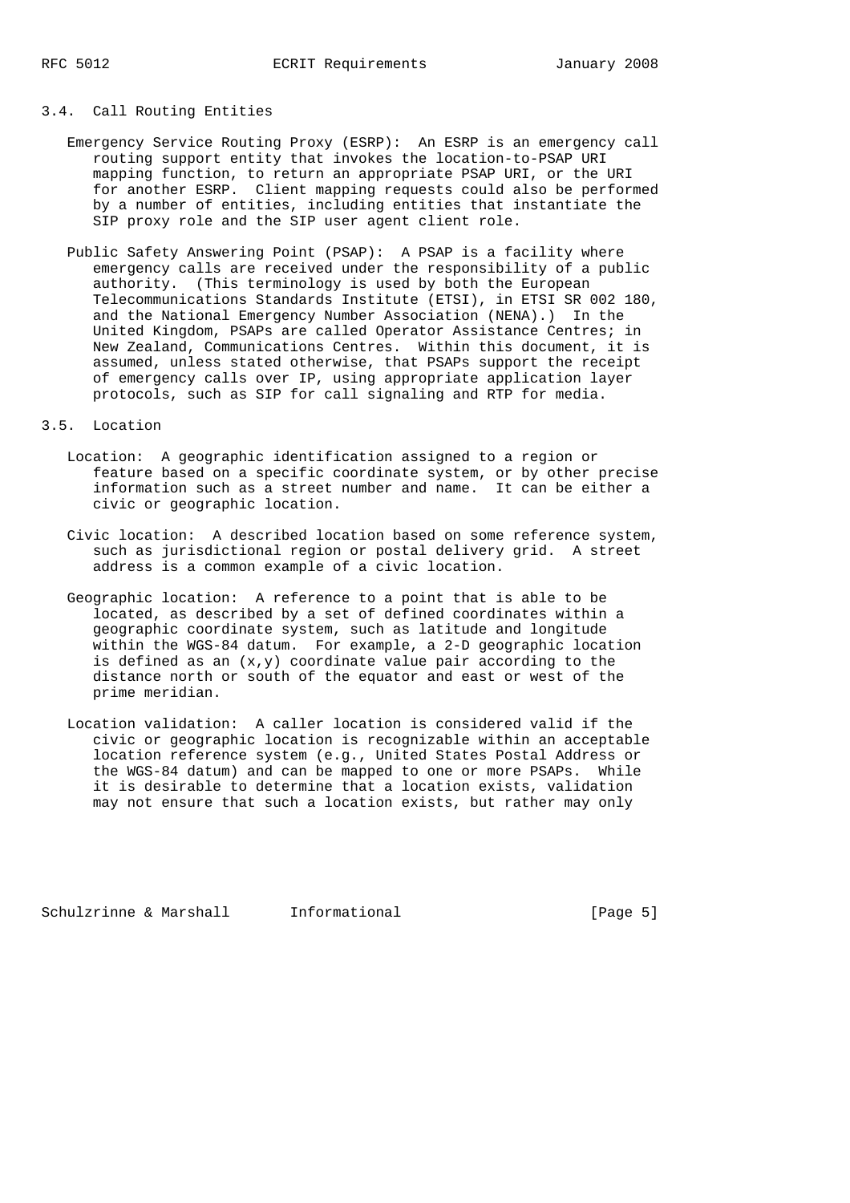### 3.4. Call Routing Entities

Emergency Service Routing Proxy (ESRP): An ESRP is an emergency call routing support entity that invokes the location-to-PSAP URI mapping function, to return an appropriate PSAP URI, or the URI for another ESRP. Client mapping requests could also be performed by a number of entities, including entities that instantiate the SIP proxy role and the SIP user agent client role.

Public Safety Answering Point (PSAP): A PSAP is a facility where emergency calls are received under the responsibility of a public authority. (This terminology is used by both the European Telecommunications Standards Institute (ETSI), in ETSI SR 002 180, and the National Emergency Number Association (NENA).) In the United Kingdom, PSAPs are called Operator Assistance Centres; in New Zealand, Communications Centres. Within this document, it is assumed, unless stated otherwise, that PSAPs support the receipt of emergency calls over IP, using appropriate application layer protocols, such as SIP for call signaling and RTP for media.

### 3.5. Location

Location: A geographic identification assigned to a region or feature based on a specific coordinate system, or by other precise information such as a street number and name. It can be either a civic or geographic location.

Civic location: A described location based on some reference system, such as jurisdictional region or postal delivery grid. A street address is a common example of a civic location.

Geographic location: A reference to a point that is able to be located, as described by a set of defined coordinates within a geographic coordinate system, such as latitude and longitude within the WGS-84 datum. For example, a 2-D geographic location is defined as an (x,y) coordinate value pair according to the distance north or south of the equator and east or west of the prime meridian.

Location validation: A caller location is considered valid if the civic or geographic location is recognizable within an acceptable location reference system (e.g., United States Postal Address or the WGS-84 datum) and can be mapped to one or more PSAPs. While it is desirable to determine that a location exists, validation may not ensure that such a location exists, but rather may only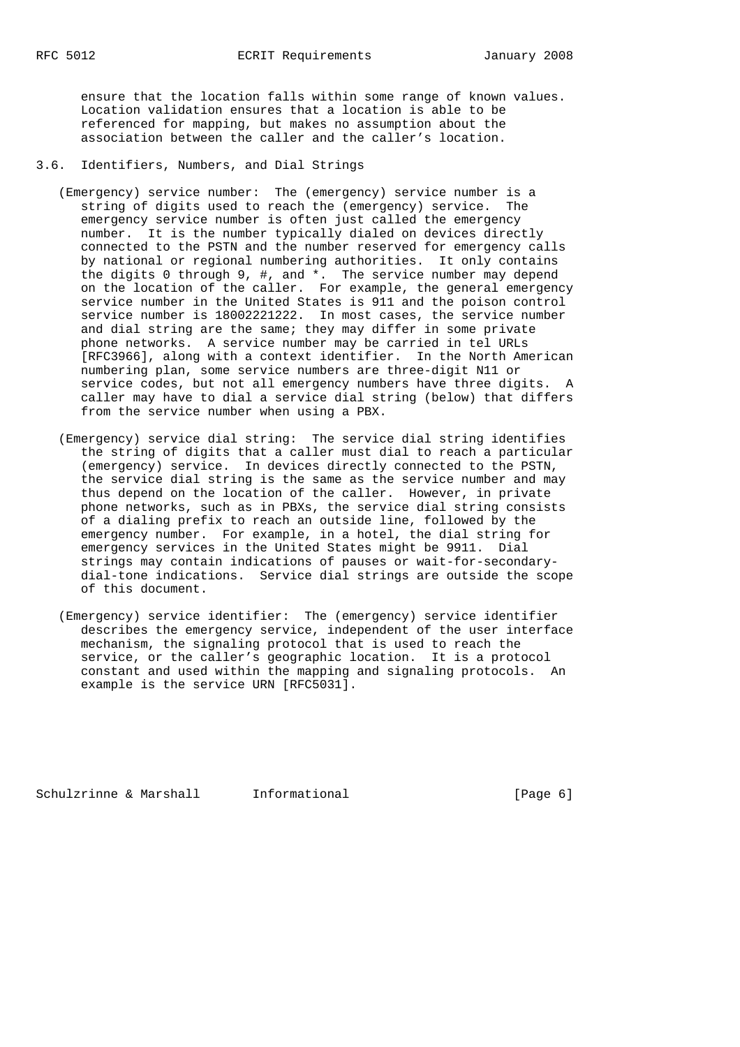ensure that the location falls within some range of known values. Location validation ensures that a location is able to be referenced for mapping, but makes no assumption about the association between the caller and the caller's location.

### 3.6. Identifiers, Numbers, and Dial Strings

(Emergency) service number: The (emergency) service number is a string of digits used to reach the (emergency) service. The emergency service number is often just called the emergency number. It is the number typically dialed on devices directly connected to the PSTN and the number reserved for emergency calls by national or regional numbering authorities. It only contains the digits 0 through 9, #, and *. The service number may depend on the location of the caller. For example, the general emergency service number in the United States is 911 and the poison control service number is 18002221222. In most cases, the service number and dial string are the same; they may differ in some private phone networks. A service number may be carried in tel URLs [RFC3966], along with a context identifier. In the North American numbering plan, some service numbers are three-digit N11 or service codes, but not all emergency numbers have three digits. A caller may have to dial a service dial string (below) that differs from the service number when using a PBX.

(Emergency) service dial string: The service dial string identifies the string of digits that a caller must dial to reach a particular (emergency) service. In devices directly connected to the PSTN, the service dial string is the same as the service number and may thus depend on the location of the caller. However, in private phone networks, such as in PBXs, the service dial string consists of a dialing prefix to reach an outside line, followed by the emergency number. For example, in a hotel, the dial string for emergency services in the United States might be 9911. Dial strings may contain indications of pauses or wait-for-secondary-dial-tone indications. Service dial strings are outside the scope of this document.

(Emergency) service identifier: The (emergency) service identifier describes the emergency service, independent of the user interface mechanism, the signaling protocol that is used to reach the service, or the caller's geographic location. It is a protocol constant and used within the mapping and signaling protocols. An example is the service URN [RFC5031].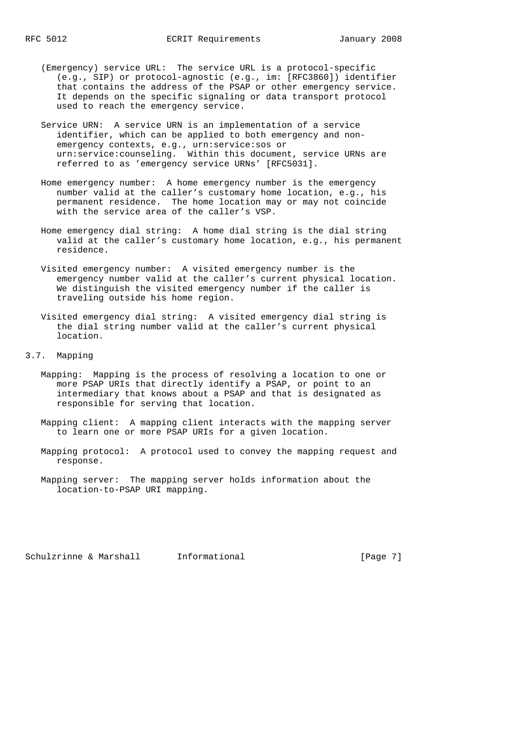(Emergency) service URL: The service URL is a protocol-specific (e.g., SIP) or protocol-agnostic (e.g., im: [RFC3860]) identifier that contains the address of the PSAP or other emergency service. It depends on the specific signaling or data transport protocol used to reach the emergency service.

Service URN: A service URN is an implementation of a service identifier, which can be applied to both emergency and non-emergency contexts, e.g., urn:service:sos or urn:service:counseling. Within this document, service URNs are referred to as 'emergency service URNs' [RFC5031].

Home emergency number: A home emergency number is the emergency number valid at the caller's customary home location, e.g., his permanent residence. The home location may or may not coincide with the service area of the caller's VSP.

Home emergency dial string: A home dial string is the dial string valid at the caller's customary home location, e.g., his permanent residence.

Visited emergency number: A visited emergency number is the emergency number valid at the caller's current physical location. We distinguish the visited emergency number if the caller is traveling outside his home region.

Visited emergency dial string: A visited emergency dial string is the dial string number valid at the caller's current physical location.

## 3.7. Mapping

Mapping: Mapping is the process of resolving a location to one or more PSAP URIs that directly identify a PSAP, or point to an intermediary that knows about a PSAP and that is designated as responsible for serving that location.

Mapping client: A mapping client interacts with the mapping server to learn one or more PSAP URIs for a given location.

Mapping protocol: A protocol used to convey the mapping request and response.

Mapping server: The mapping server holds information about the location-to-PSAP URI mapping.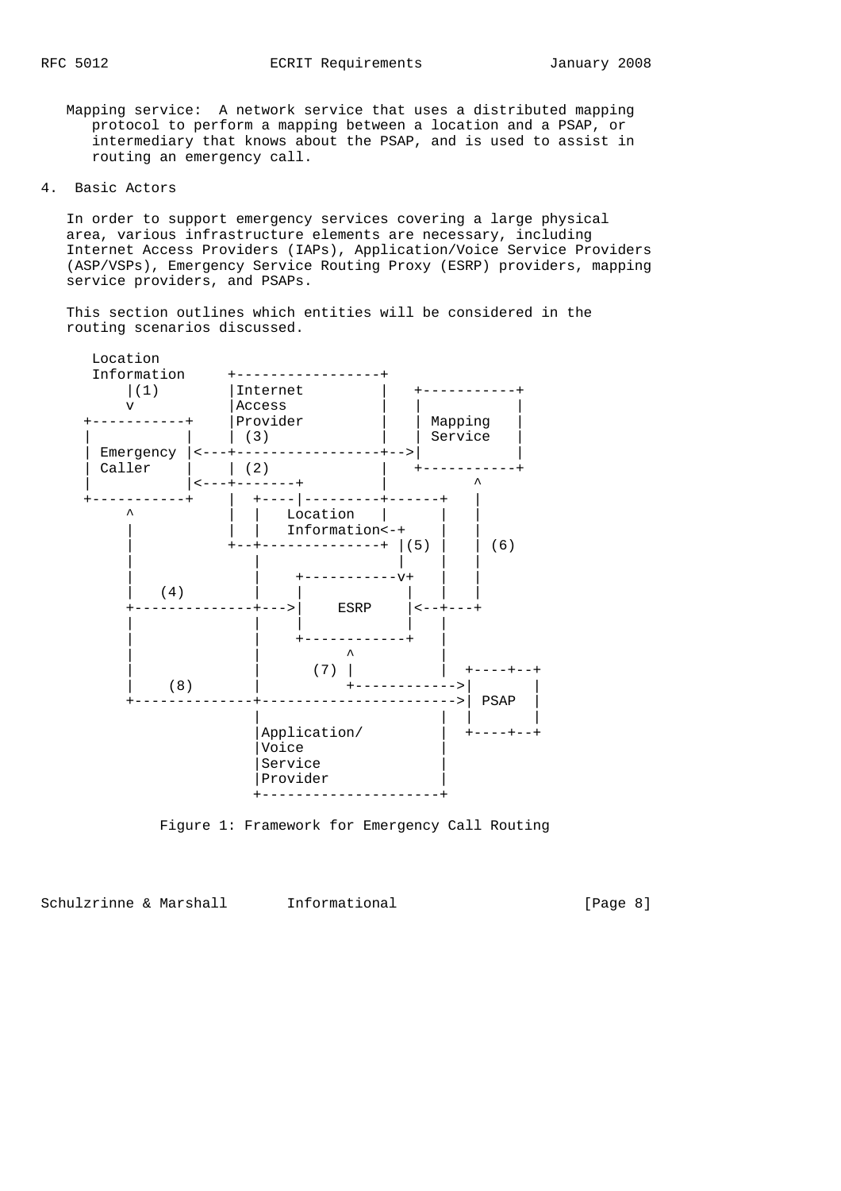Mapping service: A network service that uses a distributed mapping protocol to perform a mapping between a location and a PSAP, or intermediary that knows about the PSAP, and is used to assist in routing an emergency call.

## 4. Basic Actors

In order to support emergency services covering a large physical area, various infrastructure elements are necessary, including Internet Access Providers (IAPs), Application/Voice Service Providers (ASP/VSPs), Emergency Service Routing Proxy (ESRP) providers, mapping service providers, and PSAPs.

This section outlines which entities will be considered in the routing scenarios discussed.

```
    Location
    Information     +-----------------+
        |(1)        |Internet         |   +-----------+
        v           |Access           |   |           |
  +-----------+     |Provider         |   | Mapping   |
  |           |     | (3)             |   | Service   |
  | Emergency |<---+-----------------+-->|           |
  | Caller    |    | (2)              |   +-----------+
  |           |<---+-------+          |         ^
  +-----------+    |  +----|---------+------+   |
       ^           |  |   Location   |      |   |
       |           |  |   Information<-+    |   |
       |           +--+--------------+ |(5) |   | (6)
       |              |                |    |   |
       |              |    +-----------v+   |   |
       |   (4)        |    |            |   |   |
       +--------------+--->|    ESRP    |<--+---+
       |              |    |            |   |
       |              |    +------------+   |
       |              |          ^          |
       |              |      (7) |          |  +----+--+
       |    (8)       |          +------------>|       |
       +--------------+----------------------->| PSAP  |
                      |                     |  |       |
                      |Application/         |  +----+--+
                      |Voice                |
                      |Service              |
                      |Provider             |
                      +---------------------+
```

Figure 1: Framework for Emergency Call Routing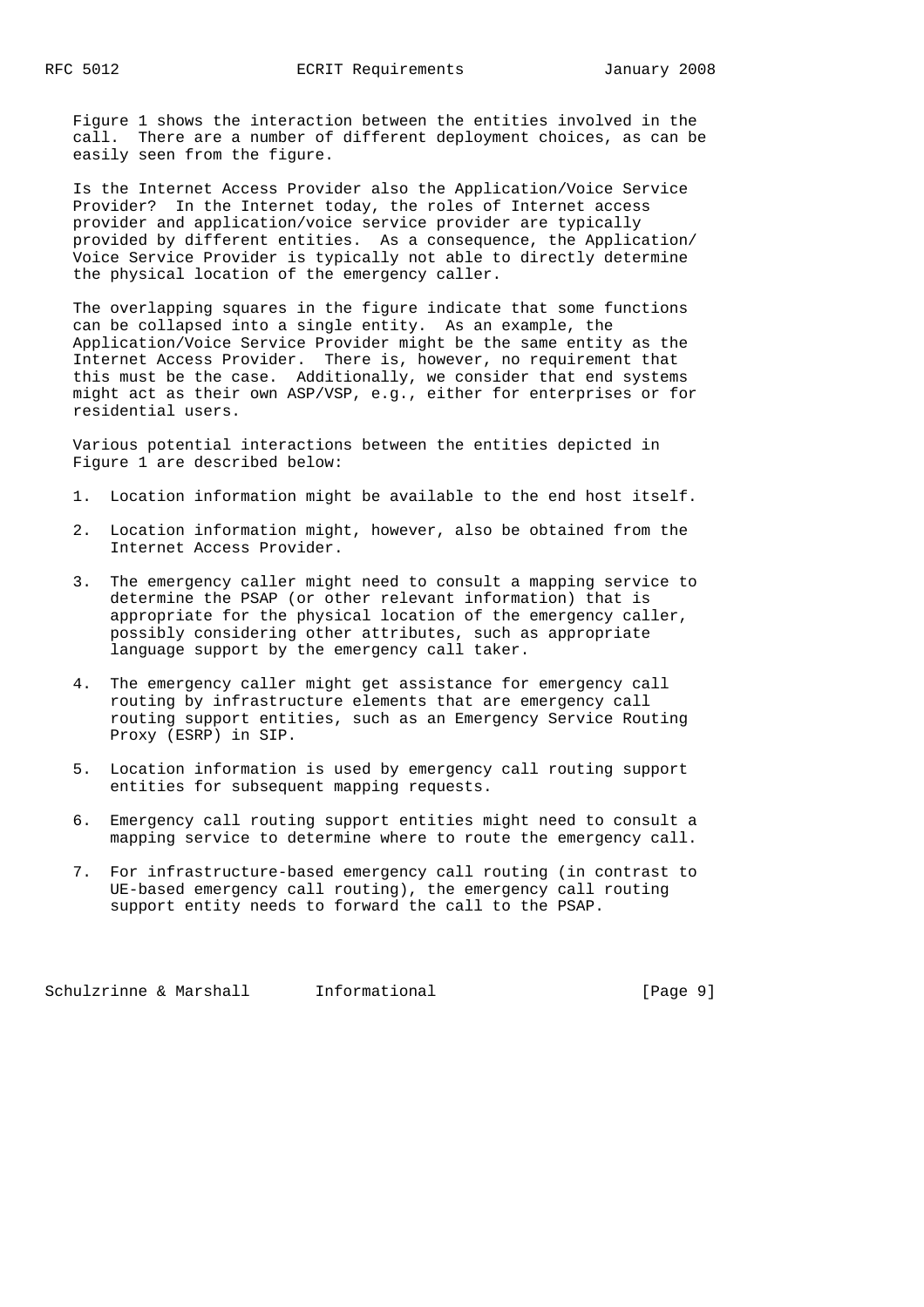Figure 1 shows the interaction between the entities involved in the call. There are a number of different deployment choices, as can be easily seen from the figure.

Is the Internet Access Provider also the Application/Voice Service Provider? In the Internet today, the roles of Internet access provider and application/voice service provider are typically provided by different entities. As a consequence, the Application/Voice Service Provider is typically not able to directly determine the physical location of the emergency caller.

The overlapping squares in the figure indicate that some functions can be collapsed into a single entity. As an example, the Application/Voice Service Provider might be the same entity as the Internet Access Provider. There is, however, no requirement that this must be the case. Additionally, we consider that end systems might act as their own ASP/VSP, e.g., either for enterprises or for residential users.

Various potential interactions between the entities depicted in Figure 1 are described below:

1. Location information might be available to the end host itself.

2. Location information might, however, also be obtained from the Internet Access Provider.

3. The emergency caller might need to consult a mapping service to determine the PSAP (or other relevant information) that is appropriate for the physical location of the emergency caller, possibly considering other attributes, such as appropriate language support by the emergency call taker.

4. The emergency caller might get assistance for emergency call routing by infrastructure elements that are emergency call routing support entities, such as an Emergency Service Routing Proxy (ESRP) in SIP.

5. Location information is used by emergency call routing support entities for subsequent mapping requests.

6. Emergency call routing support entities might need to consult a mapping service to determine where to route the emergency call.

7. For infrastructure-based emergency call routing (in contrast to UE-based emergency call routing), the emergency call routing support entity needs to forward the call to the PSAP.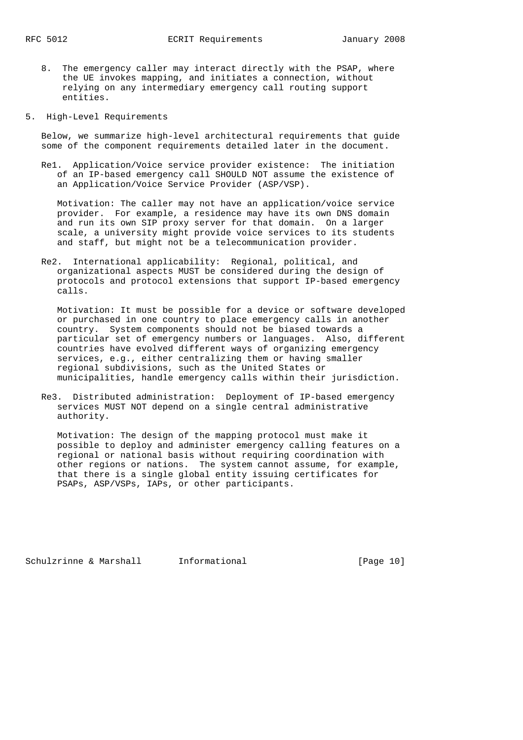8. The emergency caller may interact directly with the PSAP, where the UE invokes mapping, and initiates a connection, without relying on any intermediary emergency call routing support entities.

## 5. High-Level Requirements

Below, we summarize high-level architectural requirements that guide some of the component requirements detailed later in the document.

Re1. Application/Voice service provider existence: The initiation of an IP-based emergency call SHOULD NOT assume the existence of an Application/Voice Service Provider (ASP/VSP).

Motivation: The caller may not have an application/voice service provider. For example, a residence may have its own DNS domain and run its own SIP proxy server for that domain. On a larger scale, a university might provide voice services to its students and staff, but might not be a telecommunication provider.

Re2. International applicability: Regional, political, and organizational aspects MUST be considered during the design of protocols and protocol extensions that support IP-based emergency calls.

Motivation: It must be possible for a device or software developed or purchased in one country to place emergency calls in another country. System components should not be biased towards a particular set of emergency numbers or languages. Also, different countries have evolved different ways of organizing emergency services, e.g., either centralizing them or having smaller regional subdivisions, such as the United States or municipalities, handle emergency calls within their jurisdiction.

Re3. Distributed administration: Deployment of IP-based emergency services MUST NOT depend on a single central administrative authority.

Motivation: The design of the mapping protocol must make it possible to deploy and administer emergency calling features on a regional or national basis without requiring coordination with other regions or nations. The system cannot assume, for example, that there is a single global entity issuing certificates for PSAPs, ASP/VSPs, IAPs, or other participants.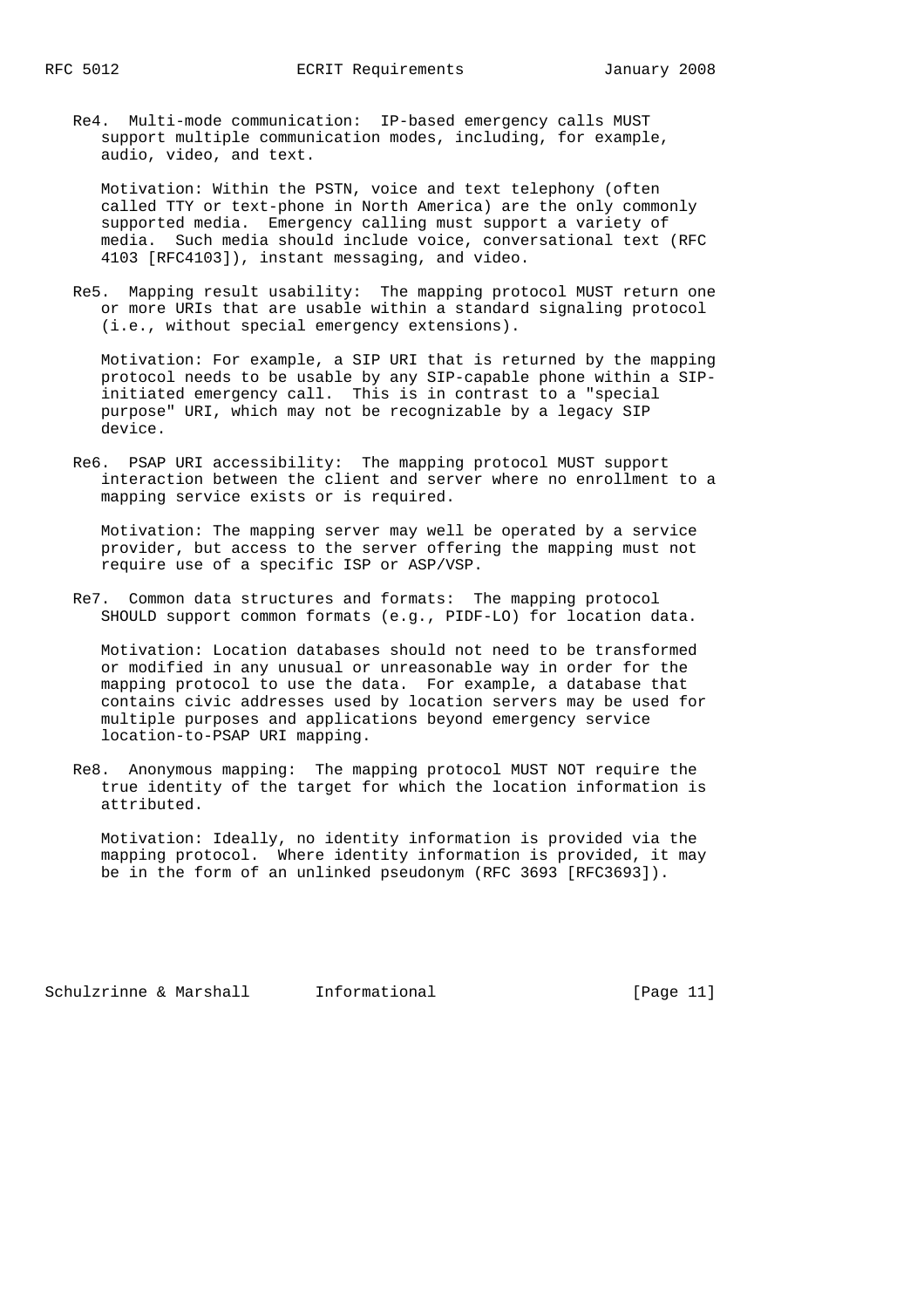Re4. Multi-mode communication: IP-based emergency calls MUST support multiple communication modes, including, for example, audio, video, and text.

Motivation: Within the PSTN, voice and text telephony (often called TTY or text-phone in North America) are the only commonly supported media. Emergency calling must support a variety of media. Such media should include voice, conversational text (RFC 4103 [RFC4103]), instant messaging, and video.

Re5. Mapping result usability: The mapping protocol MUST return one or more URIs that are usable within a standard signaling protocol (i.e., without special emergency extensions).

Motivation: For example, a SIP URI that is returned by the mapping protocol needs to be usable by any SIP-capable phone within a SIP-initiated emergency call. This is in contrast to a "special purpose" URI, which may not be recognizable by a legacy SIP device.

Re6. PSAP URI accessibility: The mapping protocol MUST support interaction between the client and server where no enrollment to a mapping service exists or is required.

Motivation: The mapping server may well be operated by a service provider, but access to the server offering the mapping must not require use of a specific ISP or ASP/VSP.

Re7. Common data structures and formats: The mapping protocol SHOULD support common formats (e.g., PIDF-LO) for location data.

Motivation: Location databases should not need to be transformed or modified in any unusual or unreasonable way in order for the mapping protocol to use the data. For example, a database that contains civic addresses used by location servers may be used for multiple purposes and applications beyond emergency service location-to-PSAP URI mapping.

Re8. Anonymous mapping: The mapping protocol MUST NOT require the true identity of the target for which the location information is attributed.

Motivation: Ideally, no identity information is provided via the mapping protocol. Where identity information is provided, it may be in the form of an unlinked pseudonym (RFC 3693 [RFC3693]).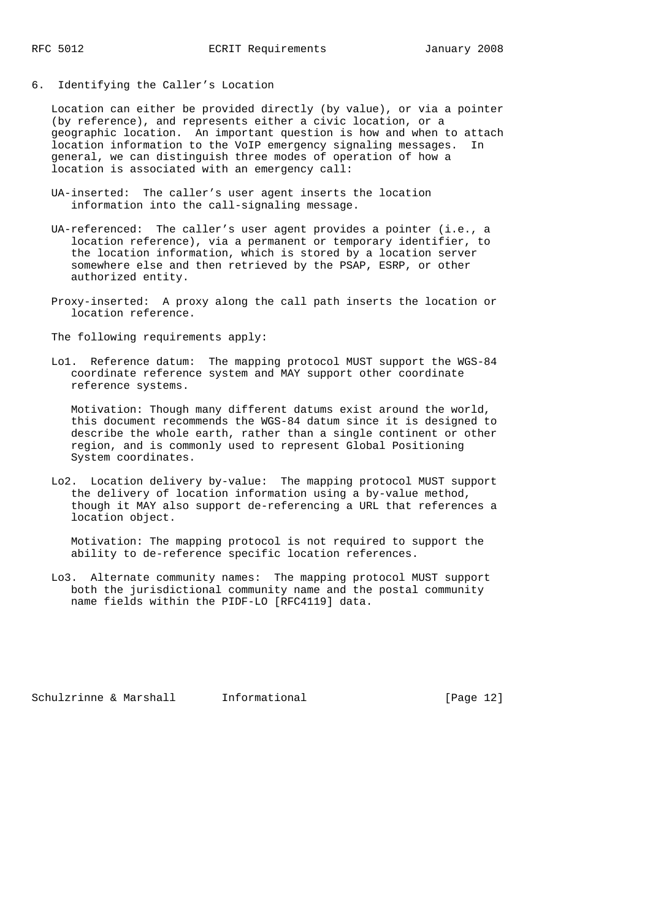## 6. Identifying the Caller's Location

Location can either be provided directly (by value), or via a pointer (by reference), and represents either a civic location, or a geographic location. An important question is how and when to attach location information to the VoIP emergency signaling messages. In general, we can distinguish three modes of operation of how a location is associated with an emergency call:

UA-inserted: The caller's user agent inserts the location information into the call-signaling message.

UA-referenced: The caller's user agent provides a pointer (i.e., a location reference), via a permanent or temporary identifier, to the location information, which is stored by a location server somewhere else and then retrieved by the PSAP, ESRP, or other authorized entity.

Proxy-inserted: A proxy along the call path inserts the location or location reference.

The following requirements apply:

Lo1. Reference datum: The mapping protocol MUST support the WGS-84 coordinate reference system and MAY support other coordinate reference systems.

Motivation: Though many different datums exist around the world, this document recommends the WGS-84 datum since it is designed to describe the whole earth, rather than a single continent or other region, and is commonly used to represent Global Positioning System coordinates.

Lo2. Location delivery by-value: The mapping protocol MUST support the delivery of location information using a by-value method, though it MAY also support de-referencing a URL that references a location object.

Motivation: The mapping protocol is not required to support the ability to de-reference specific location references.

Lo3. Alternate community names: The mapping protocol MUST support both the jurisdictional community name and the postal community name fields within the PIDF-LO [RFC4119] data.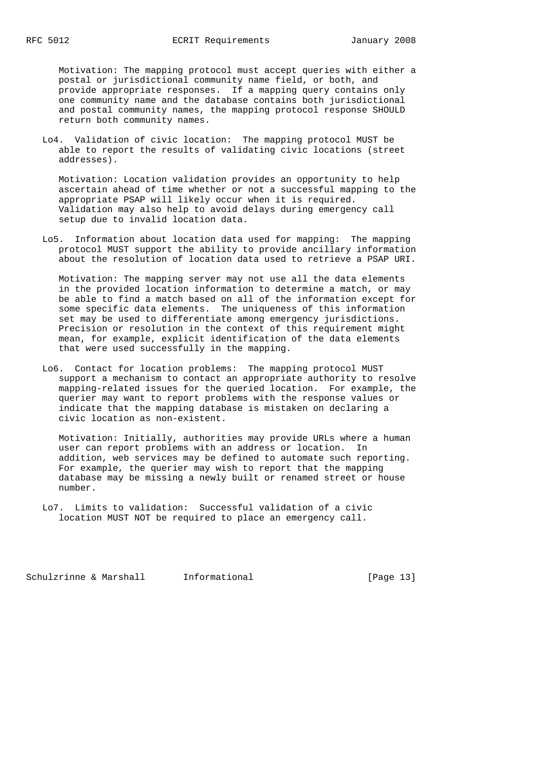Motivation: The mapping protocol must accept queries with either a postal or jurisdictional community name field, or both, and provide appropriate responses. If a mapping query contains only one community name and the database contains both jurisdictional and postal community names, the mapping protocol response SHOULD return both community names.

Lo4. Validation of civic location: The mapping protocol MUST be able to report the results of validating civic locations (street addresses).

Motivation: Location validation provides an opportunity to help ascertain ahead of time whether or not a successful mapping to the appropriate PSAP will likely occur when it is required. Validation may also help to avoid delays during emergency call setup due to invalid location data.

Lo5. Information about location data used for mapping: The mapping protocol MUST support the ability to provide ancillary information about the resolution of location data used to retrieve a PSAP URI.

Motivation: The mapping server may not use all the data elements in the provided location information to determine a match, or may be able to find a match based on all of the information except for some specific data elements. The uniqueness of this information set may be used to differentiate among emergency jurisdictions. Precision or resolution in the context of this requirement might mean, for example, explicit identification of the data elements that were used successfully in the mapping.

Lo6. Contact for location problems: The mapping protocol MUST support a mechanism to contact an appropriate authority to resolve mapping-related issues for the queried location. For example, the querier may want to report problems with the response values or indicate that the mapping database is mistaken on declaring a civic location as non-existent.

Motivation: Initially, authorities may provide URLs where a human user can report problems with an address or location. In addition, web services may be defined to automate such reporting. For example, the querier may wish to report that the mapping database may be missing a newly built or renamed street or house number.

Lo7. Limits to validation: Successful validation of a civic location MUST NOT be required to place an emergency call.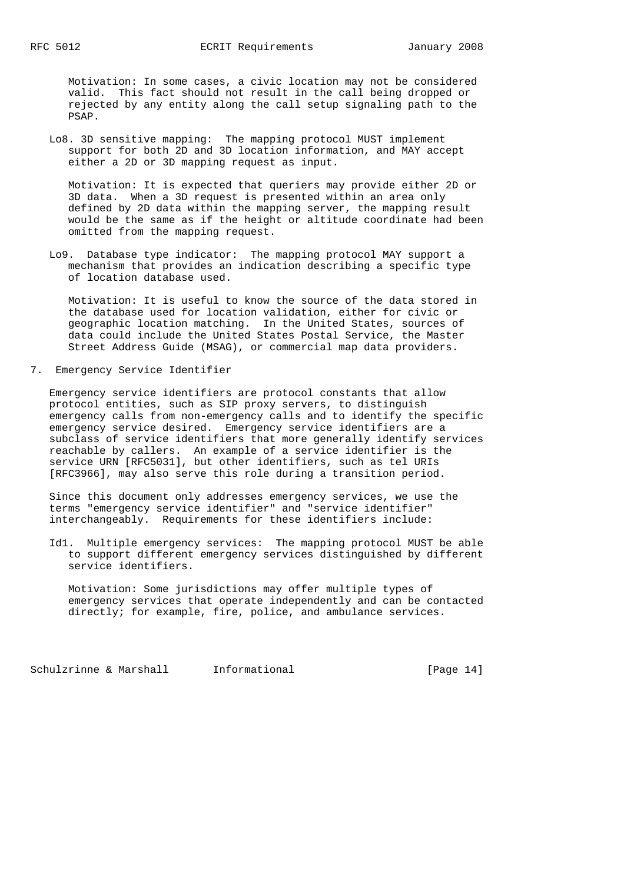Motivation: In some cases, a civic location may not be considered valid. This fact should not result in the call being dropped or rejected by any entity along the call setup signaling path to the PSAP.

Lo8. 3D sensitive mapping: The mapping protocol MUST implement support for both 2D and 3D location information, and MAY accept either a 2D or 3D mapping request as input.

Motivation: It is expected that queriers may provide either 2D or 3D data. When a 3D request is presented within an area only defined by 2D data within the mapping server, the mapping result would be the same as if the height or altitude coordinate had been omitted from the mapping request.

Lo9. Database type indicator: The mapping protocol MAY support a mechanism that provides an indication describing a specific type of location database used.

Motivation: It is useful to know the source of the data stored in the database used for location validation, either for civic or geographic location matching. In the United States, sources of data could include the United States Postal Service, the Master Street Address Guide (MSAG), or commercial map data providers.

## 7. Emergency Service Identifier

Emergency service identifiers are protocol constants that allow protocol entities, such as SIP proxy servers, to distinguish emergency calls from non-emergency calls and to identify the specific emergency service desired. Emergency service identifiers are a subclass of service identifiers that more generally identify services reachable by callers. An example of a service identifier is the service URN [RFC5031], but other identifiers, such as tel URIs [RFC3966], may also serve this role during a transition period.

Since this document only addresses emergency services, we use the terms "emergency service identifier" and "service identifier" interchangeably. Requirements for these identifiers include:

Id1. Multiple emergency services: The mapping protocol MUST be able to support different emergency services distinguished by different service identifiers.

Motivation: Some jurisdictions may offer multiple types of emergency services that operate independently and can be contacted directly; for example, fire, police, and ambulance services.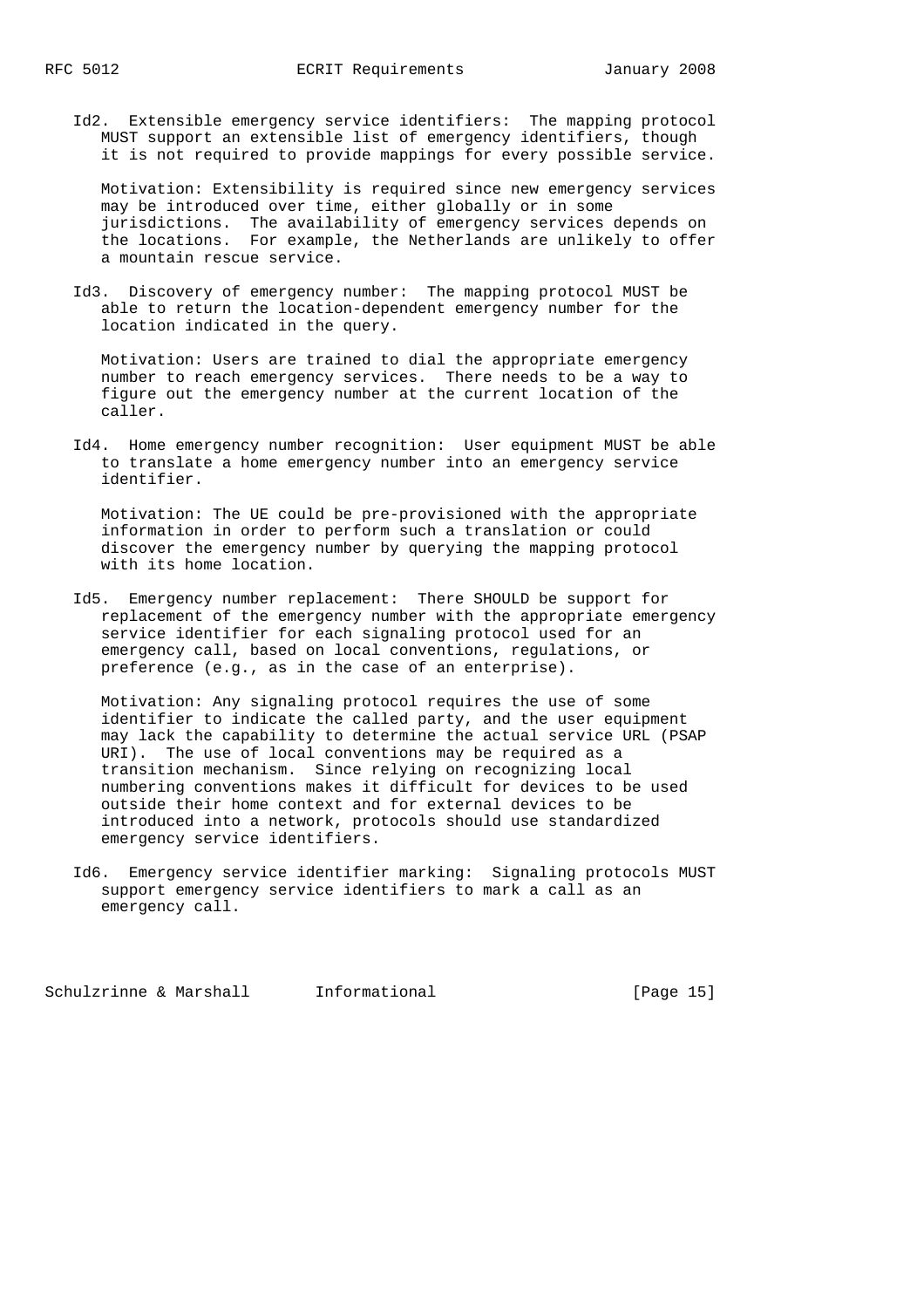Id2. Extensible emergency service identifiers: The mapping protocol MUST support an extensible list of emergency identifiers, though it is not required to provide mappings for every possible service.

Motivation: Extensibility is required since new emergency services may be introduced over time, either globally or in some jurisdictions. The availability of emergency services depends on the locations. For example, the Netherlands are unlikely to offer a mountain rescue service.

Id3. Discovery of emergency number: The mapping protocol MUST be able to return the location-dependent emergency number for the location indicated in the query.

Motivation: Users are trained to dial the appropriate emergency number to reach emergency services. There needs to be a way to figure out the emergency number at the current location of the caller.

Id4. Home emergency number recognition: User equipment MUST be able to translate a home emergency number into an emergency service identifier.

Motivation: The UE could be pre-provisioned with the appropriate information in order to perform such a translation or could discover the emergency number by querying the mapping protocol with its home location.

Id5. Emergency number replacement: There SHOULD be support for replacement of the emergency number with the appropriate emergency service identifier for each signaling protocol used for an emergency call, based on local conventions, regulations, or preference (e.g., as in the case of an enterprise).

Motivation: Any signaling protocol requires the use of some identifier to indicate the called party, and the user equipment may lack the capability to determine the actual service URL (PSAP URI). The use of local conventions may be required as a transition mechanism. Since relying on recognizing local numbering conventions makes it difficult for devices to be used outside their home context and for external devices to be introduced into a network, protocols should use standardized emergency service identifiers.

Id6. Emergency service identifier marking: Signaling protocols MUST support emergency service identifiers to mark a call as an emergency call.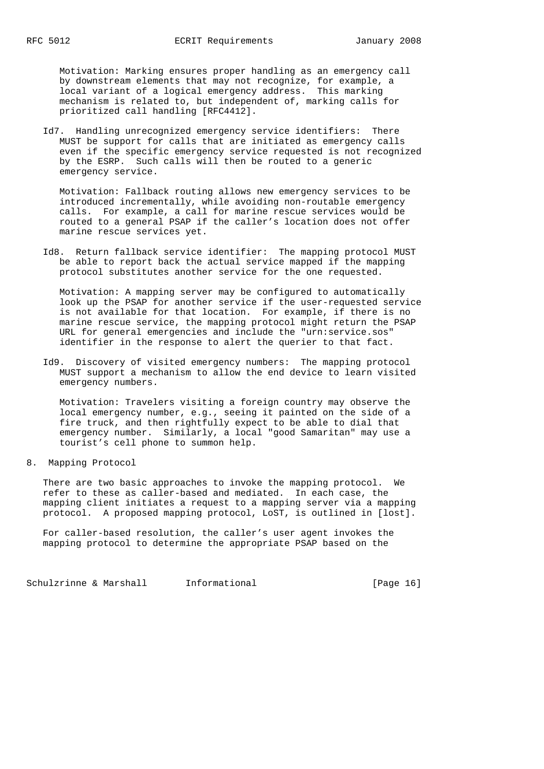Motivation: Marking ensures proper handling as an emergency call by downstream elements that may not recognize, for example, a local variant of a logical emergency address. This marking mechanism is related to, but independent of, marking calls for prioritized call handling [RFC4412].

Id7. Handling unrecognized emergency service identifiers: There MUST be support for calls that are initiated as emergency calls even if the specific emergency service requested is not recognized by the ESRP. Such calls will then be routed to a generic emergency service.

Motivation: Fallback routing allows new emergency services to be introduced incrementally, while avoiding non-routable emergency calls. For example, a call for marine rescue services would be routed to a general PSAP if the caller's location does not offer marine rescue services yet.

Id8. Return fallback service identifier: The mapping protocol MUST be able to report back the actual service mapped if the mapping protocol substitutes another service for the one requested.

Motivation: A mapping server may be configured to automatically look up the PSAP for another service if the user-requested service is not available for that location. For example, if there is no marine rescue service, the mapping protocol might return the PSAP URL for general emergencies and include the "urn:service.sos" identifier in the response to alert the querier to that fact.

Id9. Discovery of visited emergency numbers: The mapping protocol MUST support a mechanism to allow the end device to learn visited emergency numbers.

Motivation: Travelers visiting a foreign country may observe the local emergency number, e.g., seeing it painted on the side of a fire truck, and then rightfully expect to be able to dial that emergency number. Similarly, a local "good Samaritan" may use a tourist's cell phone to summon help.

## 8. Mapping Protocol

There are two basic approaches to invoke the mapping protocol. We refer to these as caller-based and mediated. In each case, the mapping client initiates a request to a mapping server via a mapping protocol. A proposed mapping protocol, LoST, is outlined in [lost].

For caller-based resolution, the caller's user agent invokes the mapping protocol to determine the appropriate PSAP based on the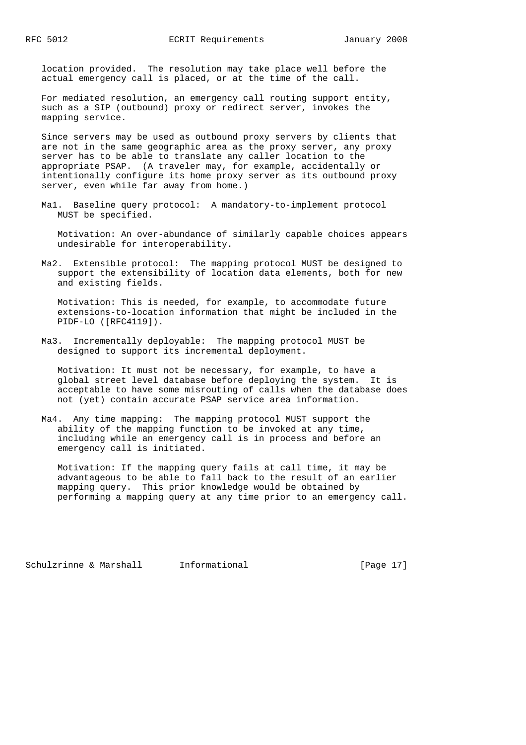location provided. The resolution may take place well before the actual emergency call is placed, or at the time of the call.

For mediated resolution, an emergency call routing support entity, such as a SIP (outbound) proxy or redirect server, invokes the mapping service.

Since servers may be used as outbound proxy servers by clients that are not in the same geographic area as the proxy server, any proxy server has to be able to translate any caller location to the appropriate PSAP. (A traveler may, for example, accidentally or intentionally configure its home proxy server as its outbound proxy server, even while far away from home.)

Ma1. Baseline query protocol: A mandatory-to-implement protocol MUST be specified.

Motivation: An over-abundance of similarly capable choices appears undesirable for interoperability.

Ma2. Extensible protocol: The mapping protocol MUST be designed to support the extensibility of location data elements, both for new and existing fields.

Motivation: This is needed, for example, to accommodate future extensions-to-location information that might be included in the PIDF-LO ([RFC4119]).

Ma3. Incrementally deployable: The mapping protocol MUST be designed to support its incremental deployment.

Motivation: It must not be necessary, for example, to have a global street level database before deploying the system. It is acceptable to have some misrouting of calls when the database does not (yet) contain accurate PSAP service area information.

Ma4. Any time mapping: The mapping protocol MUST support the ability of the mapping function to be invoked at any time, including while an emergency call is in process and before an emergency call is initiated.

Motivation: If the mapping query fails at call time, it may be advantageous to be able to fall back to the result of an earlier mapping query. This prior knowledge would be obtained by performing a mapping query at any time prior to an emergency call.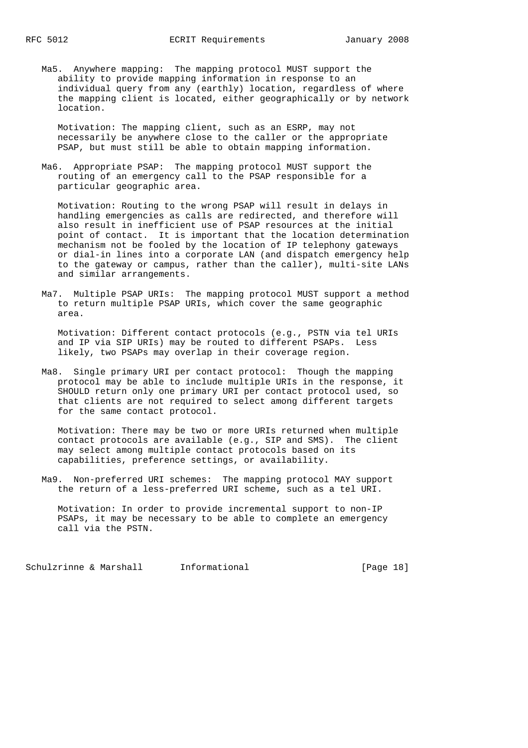Ma5. Anywhere mapping: The mapping protocol MUST support the ability to provide mapping information in response to an individual query from any (earthly) location, regardless of where the mapping client is located, either geographically or by network location.

Motivation: The mapping client, such as an ESRP, may not necessarily be anywhere close to the caller or the appropriate PSAP, but must still be able to obtain mapping information.

Ma6. Appropriate PSAP: The mapping protocol MUST support the routing of an emergency call to the PSAP responsible for a particular geographic area.

Motivation: Routing to the wrong PSAP will result in delays in handling emergencies as calls are redirected, and therefore will also result in inefficient use of PSAP resources at the initial point of contact. It is important that the location determination mechanism not be fooled by the location of IP telephony gateways or dial-in lines into a corporate LAN (and dispatch emergency help to the gateway or campus, rather than the caller), multi-site LANs and similar arrangements.

Ma7. Multiple PSAP URIs: The mapping protocol MUST support a method to return multiple PSAP URIs, which cover the same geographic area.

Motivation: Different contact protocols (e.g., PSTN via tel URIs and IP via SIP URIs) may be routed to different PSAPs. Less likely, two PSAPs may overlap in their coverage region.

Ma8. Single primary URI per contact protocol: Though the mapping protocol may be able to include multiple URIs in the response, it SHOULD return only one primary URI per contact protocol used, so that clients are not required to select among different targets for the same contact protocol.

Motivation: There may be two or more URIs returned when multiple contact protocols are available (e.g., SIP and SMS). The client may select among multiple contact protocols based on its capabilities, preference settings, or availability.

Ma9. Non-preferred URI schemes: The mapping protocol MAY support the return of a less-preferred URI scheme, such as a tel URI.

Motivation: In order to provide incremental support to non-IP PSAPs, it may be necessary to be able to complete an emergency call via the PSTN.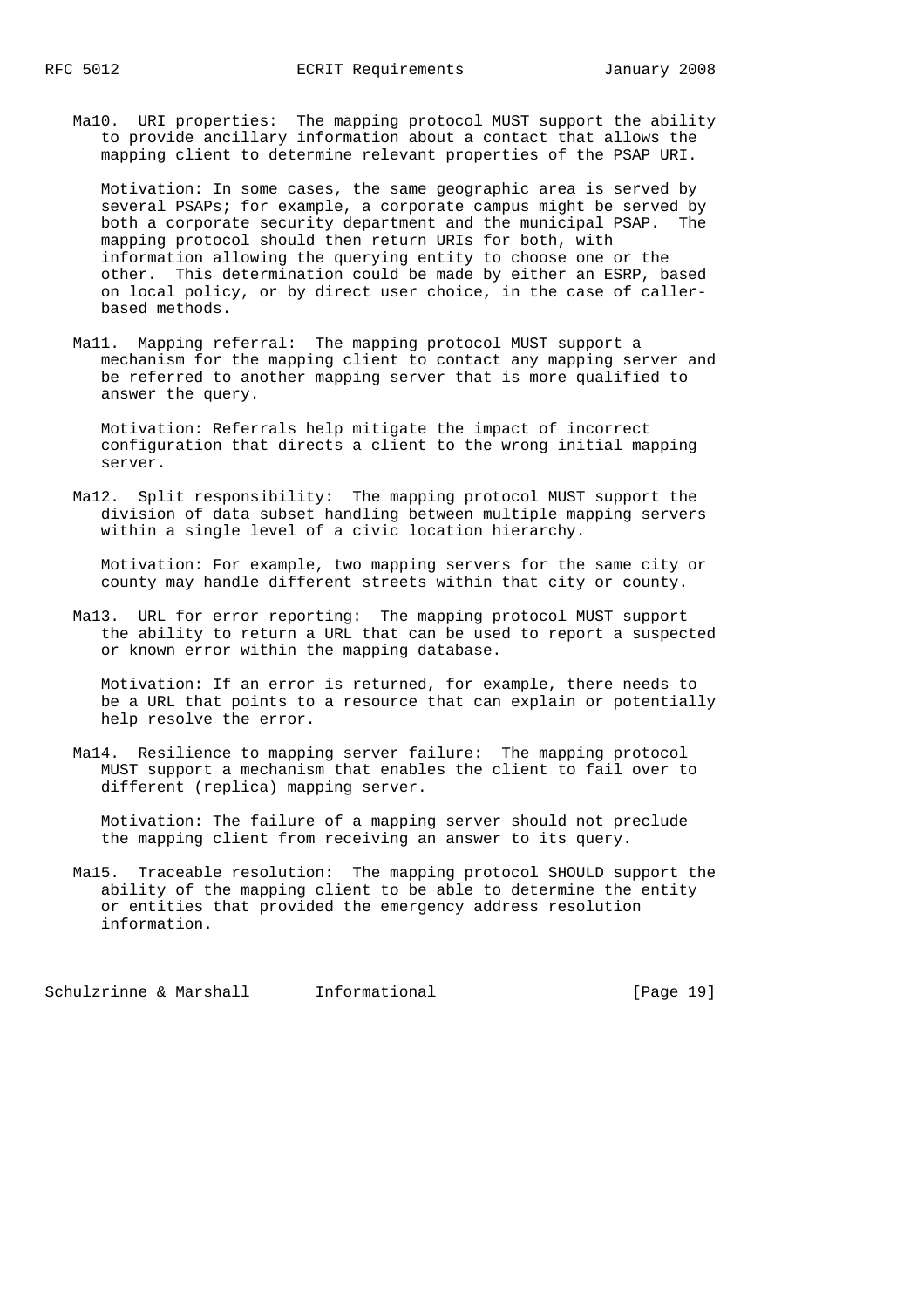Ma10. URI properties: The mapping protocol MUST support the ability to provide ancillary information about a contact that allows the mapping client to determine relevant properties of the PSAP URI.

Motivation: In some cases, the same geographic area is served by several PSAPs; for example, a corporate campus might be served by both a corporate security department and the municipal PSAP. The mapping protocol should then return URIs for both, with information allowing the querying entity to choose one or the other. This determination could be made by either an ESRP, based on local policy, or by direct user choice, in the case of caller-based methods.

Ma11. Mapping referral: The mapping protocol MUST support a mechanism for the mapping client to contact any mapping server and be referred to another mapping server that is more qualified to answer the query.

Motivation: Referrals help mitigate the impact of incorrect configuration that directs a client to the wrong initial mapping server.

Ma12. Split responsibility: The mapping protocol MUST support the division of data subset handling between multiple mapping servers within a single level of a civic location hierarchy.

Motivation: For example, two mapping servers for the same city or county may handle different streets within that city or county.

Ma13. URL for error reporting: The mapping protocol MUST support the ability to return a URL that can be used to report a suspected or known error within the mapping database.

Motivation: If an error is returned, for example, there needs to be a URL that points to a resource that can explain or potentially help resolve the error.

Ma14. Resilience to mapping server failure: The mapping protocol MUST support a mechanism that enables the client to fail over to different (replica) mapping server.

Motivation: The failure of a mapping server should not preclude the mapping client from receiving an answer to its query.

Ma15. Traceable resolution: The mapping protocol SHOULD support the ability of the mapping client to be able to determine the entity or entities that provided the emergency address resolution information.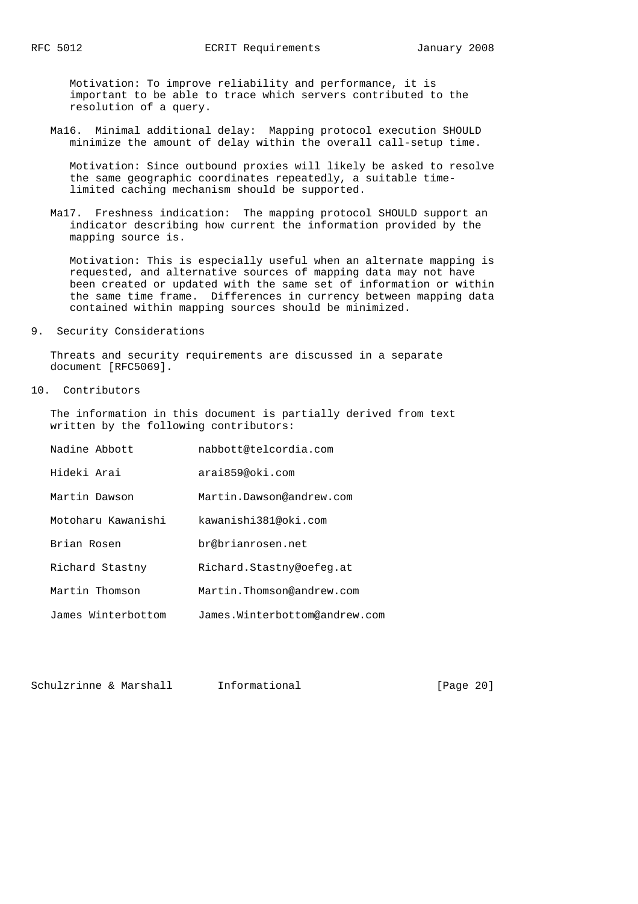Motivation: To improve reliability and performance, it is important to be able to trace which servers contributed to the resolution of a query.

Ma16. Minimal additional delay: Mapping protocol execution SHOULD minimize the amount of delay within the overall call-setup time.

Motivation: Since outbound proxies will likely be asked to resolve the same geographic coordinates repeatedly, a suitable time-limited caching mechanism should be supported.

Ma17. Freshness indication: The mapping protocol SHOULD support an indicator describing how current the information provided by the mapping source is.

Motivation: This is especially useful when an alternate mapping is requested, and alternative sources of mapping data may not have been created or updated with the same set of information or within the same time frame. Differences in currency between mapping data contained within mapping sources should be minimized.

## 9. Security Considerations

Threats and security requirements are discussed in a separate document [RFC5069].

## 10. Contributors

The information in this document is partially derived from text written by the following contributors:

| | |
|---|---|
| Nadine Abbott | nabbott@telcordia.com |
| Hideki Arai | arai859@oki.com |
| Martin Dawson | Martin.Dawson@andrew.com |
| Motoharu Kawanishi | kawanishi381@oki.com |
| Brian Rosen | br@brianrosen.net |
| Richard Stastny | Richard.Stastny@oefeg.at |
| Martin Thomson | Martin.Thomson@andrew.com |
| James Winterbottom | James.Winterbottom@andrew.com |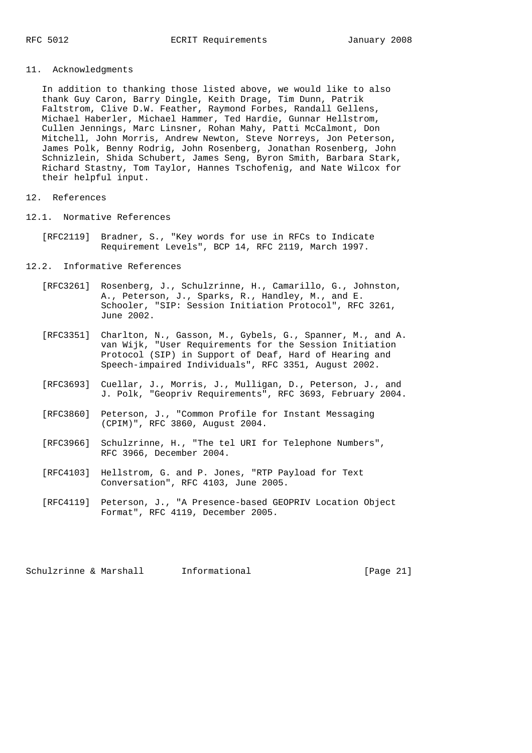## 11. Acknowledgments

In addition to thanking those listed above, we would like to also thank Guy Caron, Barry Dingle, Keith Drage, Tim Dunn, Patrik Faltstrom, Clive D.W. Feather, Raymond Forbes, Randall Gellens, Michael Haberler, Michael Hammer, Ted Hardie, Gunnar Hellstrom, Cullen Jennings, Marc Linsner, Rohan Mahy, Patti McCalmont, Don Mitchell, John Morris, Andrew Newton, Steve Norreys, Jon Peterson, James Polk, Benny Rodrig, John Rosenberg, Jonathan Rosenberg, John Schnizlein, Shida Schubert, James Seng, Byron Smith, Barbara Stark, Richard Stastny, Tom Taylor, Hannes Tschofenig, and Nate Wilcox for their helpful input.

## 12. References

### 12.1. Normative References

[RFC2119] Bradner, S., "Key words for use in RFCs to Indicate Requirement Levels", BCP 14, RFC 2119, March 1997.

### 12.2. Informative References

[RFC3261] Rosenberg, J., Schulzrinne, H., Camarillo, G., Johnston, A., Peterson, J., Sparks, R., Handley, M., and E. Schooler, "SIP: Session Initiation Protocol", RFC 3261, June 2002.

[RFC3351] Charlton, N., Gasson, M., Gybels, G., Spanner, M., and A. van Wijk, "User Requirements for the Session Initiation Protocol (SIP) in Support of Deaf, Hard of Hearing and Speech-impaired Individuals", RFC 3351, August 2002.

[RFC3693] Cuellar, J., Morris, J., Mulligan, D., Peterson, J., and J. Polk, "Geopriv Requirements", RFC 3693, February 2004.

[RFC3860] Peterson, J., "Common Profile for Instant Messaging (CPIM)", RFC 3860, August 2004.

[RFC3966] Schulzrinne, H., "The tel URI for Telephone Numbers", RFC 3966, December 2004.

[RFC4103] Hellstrom, G. and P. Jones, "RTP Payload for Text Conversation", RFC 4103, June 2005.

[RFC4119] Peterson, J., "A Presence-based GEOPRIV Location Object Format", RFC 4119, December 2005.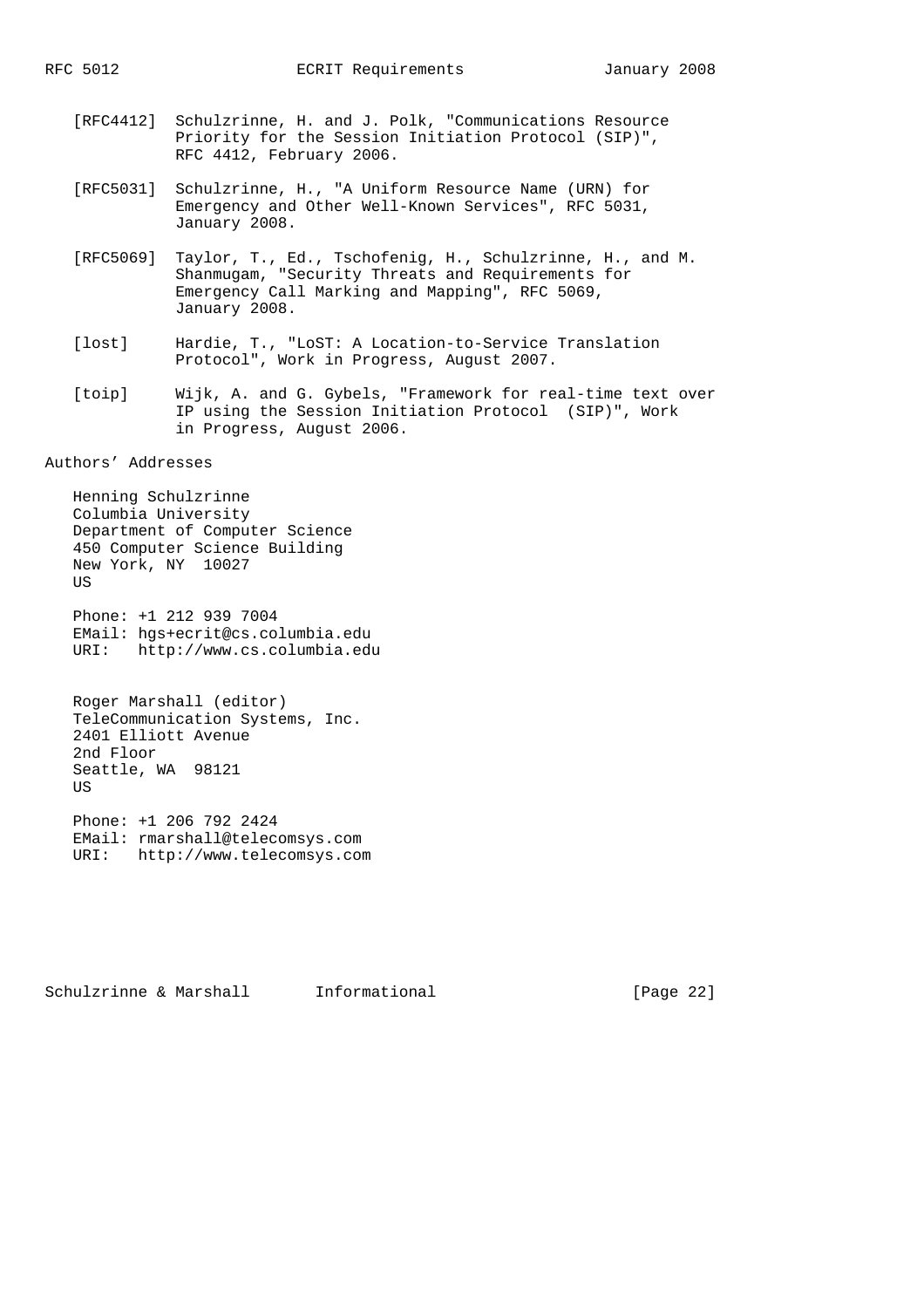[RFC4412] Schulzrinne, H. and J. Polk, "Communications Resource Priority for the Session Initiation Protocol (SIP)", RFC 4412, February 2006.

[RFC5031] Schulzrinne, H., "A Uniform Resource Name (URN) for Emergency and Other Well-Known Services", RFC 5031, January 2008.

[RFC5069] Taylor, T., Ed., Tschofenig, H., Schulzrinne, H., and M. Shanmugam, "Security Threats and Requirements for Emergency Call Marking and Mapping", RFC 5069, January 2008.

[lost] Hardie, T., "LoST: A Location-to-Service Translation Protocol", Work in Progress, August 2007.

[toip] Wijk, A. and G. Gybels, "Framework for real-time text over IP using the Session Initiation Protocol (SIP)", Work in Progress, August 2006.

## Authors' Addresses

Henning Schulzrinne
Columbia University
Department of Computer Science
450 Computer Science Building
New York, NY 10027
US

Phone: +1 212 939 7004
EMail: hgs+ecrit@cs.columbia.edu
URI: http://www.cs.columbia.edu

Roger Marshall (editor)
TeleCommunication Systems, Inc.
2401 Elliott Avenue
2nd Floor
Seattle, WA 98121
US

Phone: +1 206 792 2424
EMail: rmarshall@telecomsys.com
URI: http://www.telecomsys.com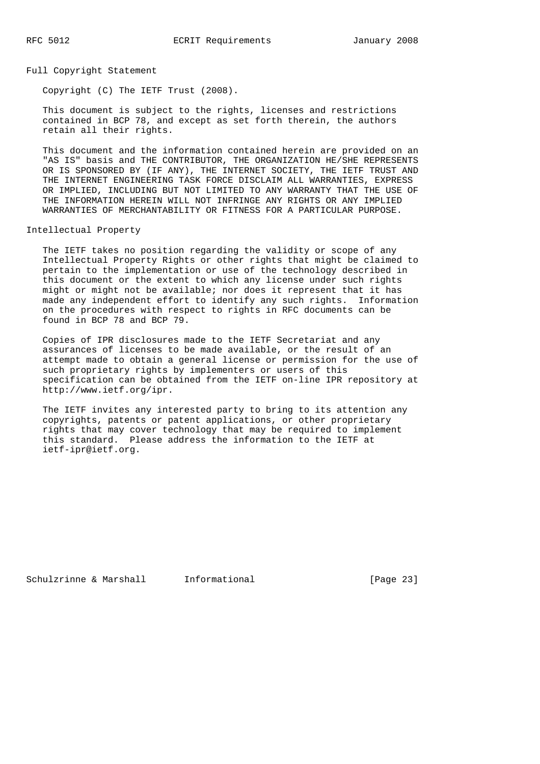## Full Copyright Statement

Copyright (C) The IETF Trust (2008).

This document is subject to the rights, licenses and restrictions contained in BCP 78, and except as set forth therein, the authors retain all their rights.

This document and the information contained herein are provided on an "AS IS" basis and THE CONTRIBUTOR, THE ORGANIZATION HE/SHE REPRESENTS OR IS SPONSORED BY (IF ANY), THE INTERNET SOCIETY, THE IETF TRUST AND THE INTERNET ENGINEERING TASK FORCE DISCLAIM ALL WARRANTIES, EXPRESS OR IMPLIED, INCLUDING BUT NOT LIMITED TO ANY WARRANTY THAT THE USE OF THE INFORMATION HEREIN WILL NOT INFRINGE ANY RIGHTS OR ANY IMPLIED WARRANTIES OF MERCHANTABILITY OR FITNESS FOR A PARTICULAR PURPOSE.

## Intellectual Property

The IETF takes no position regarding the validity or scope of any Intellectual Property Rights or other rights that might be claimed to pertain to the implementation or use of the technology described in this document or the extent to which any license under such rights might or might not be available; nor does it represent that it has made any independent effort to identify any such rights. Information on the procedures with respect to rights in RFC documents can be found in BCP 78 and BCP 79.

Copies of IPR disclosures made to the IETF Secretariat and any assurances of licenses to be made available, or the result of an attempt made to obtain a general license or permission for the use of such proprietary rights by implementers or users of this specification can be obtained from the IETF on-line IPR repository at http://www.ietf.org/ipr.

The IETF invites any interested party to bring to its attention any copyrights, patents or patent applications, or other proprietary rights that may cover technology that may be required to implement this standard. Please address the information to the IETF at ietf-ipr@ietf.org.